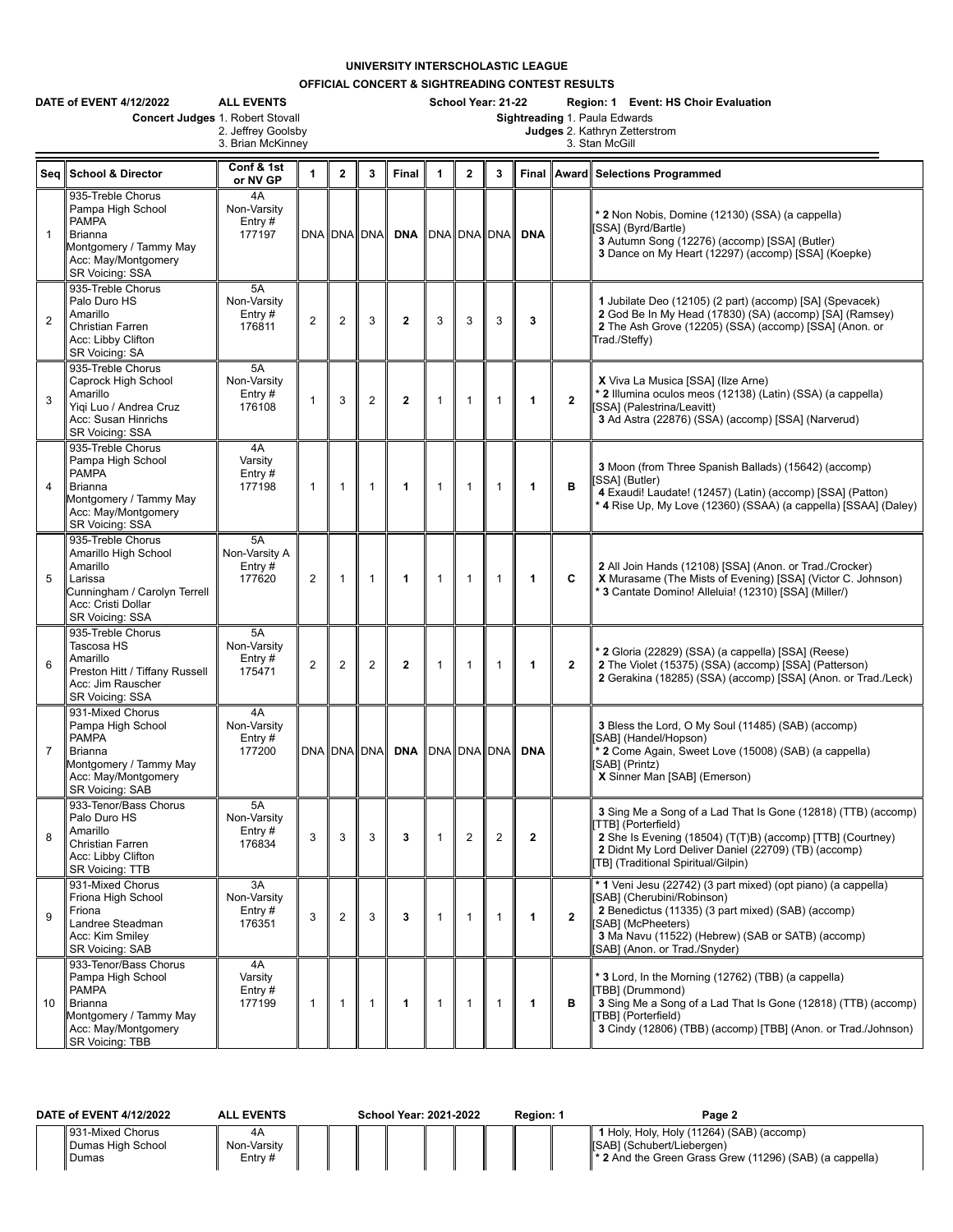# UNIVERSITY INTERSCHOLASTIC LEAGUE

## OFFICIAL CONCERT & SIGHTREADING CONTEST RESULTS

**DATE of EVENT 4/12/2022** **ALL EVENTS** **School Year: 21-22** **Region: 1** **Event: HS Choir Evaluation**

**Concert Judges** 1. Robert Stovall, 2. Jeffrey Goolsby, 3. Brian McKinney

**Sightreading Judges** 1. Paula Edwards, 2. Kathryn Zetterstrom, 3. Stan McGill

| Seq | School & Director | Conf & 1st or NV GP | 1 | 2 | 3 | Final | 1 | 2 | 3 | Final | Award | Selections Programmed |
|---|---|---|---|---|---|---|---|---|---|---|---|---|
| 1 | 935-Treble Chorus Pampa High School PAMPA Brianna Montgomery / Tammy May Acc: May/Montgomery SR Voicing: SSA | 4A Non-Varsity Entry # 177197 | DNA | DNA | DNA | **DNA** | DNA | DNA | DNA | **DNA** | | * **2** Non Nobis, Domine (12130) (SSA) (a cappella) [SSA] (Byrd/Bartle) **3** Autumn Song (12276) (accomp) [SSA] (Butler) **3** Dance on My Heart (12297) (accomp) [SSA] (Koepke) |
| 2 | 935-Treble Chorus Palo Duro HS Amarillo Christian Farren Acc: Libby Clifton SR Voicing: SA | 5A Non-Varsity Entry # 176811 | 2 | 2 | 3 | **2** | 3 | 3 | 3 | **3** | | **1** Jubilate Deo (12105) (2 part) (accomp) [SA] (Spevacek) **2** God Be In My Head (17830) (SA) (accomp) [SA] (Ramsey) **2** The Ash Grove (12205) (SSA) (accomp) [SSA] (Anon. or Trad./Steffy) |
| 3 | 935-Treble Chorus Caprock High School Amarillo Yiqi Luo / Andrea Cruz Acc: Susan Hinrichs SR Voicing: SSA | 5A Non-Varsity Entry # 176108 | 1 | 3 | 2 | **2** | 1 | 1 | 1 | **1** | **2** | **X** Viva La Musica [SSA] (Ilze Arne) * **2** Illumina oculos meos (12138) (Latin) (SSA) (a cappella) [SSA] (Palestrina/Leavitt) **3** Ad Astra (22876) (SSA) (accomp) [SSA] (Narverud) |
| 4 | 935-Treble Chorus Pampa High School PAMPA Brianna Montgomery / Tammy May Acc: May/Montgomery SR Voicing: SSA | 4A Varsity Entry # 177198 | 1 | 1 | 1 | **1** | 1 | 1 | 1 | **1** | **B** | **3** Moon (from Three Spanish Ballads) (15642) (accomp) [SSA] (Butler) **4** Exaudi! Laudate! (12457) (Latin) (accomp) [SSA] (Patton) * **4** Rise Up, My Love (12360) (SSAA) (a cappella) [SSAA] (Daley) |
| 5 | 935-Treble Chorus Amarillo High School Amarillo Larissa Cunningham / Carolyn Terrell Acc: Cristi Dollar SR Voicing: SSA | 5A Non-Varsity A Entry # 177620 | 2 | 1 | 1 | **1** | 1 | 1 | 1 | **1** | **C** | **2** All Join Hands (12108) [SSA] (Anon. or Trad./Crocker) **X** Murasame (The Mists of Evening) [SSA] (Victor C. Johnson) * **3** Cantate Domino! Alleluia! (12310) [SSA] (Miller/) |
| 6 | 935-Treble Chorus Tascosa HS Amarillo Preston Hitt / Tiffany Russell Acc: Jim Rauscher SR Voicing: SSA | 5A Non-Varsity Entry # 175471 | 2 | 2 | 2 | **2** | 1 | 1 | 1 | **1** | **2** | * **2** Gloria (22829) (SSA) (a cappella) [SSA] (Reese) **2** The Violet (15375) (SSA) (accomp) [SSA] (Patterson) **2** Gerakina (18285) (SSA) (accomp) [SSA] (Anon. or Trad./Leck) |
| 7 | 931-Mixed Chorus Pampa High School PAMPA Brianna Montgomery / Tammy May Acc: May/Montgomery SR Voicing: SAB | 4A Non-Varsity Entry # 177200 | DNA | DNA | DNA | **DNA** | DNA | DNA | DNA | **DNA** | | **3** Bless the Lord, O My Soul (11485) (SAB) (accomp) [SAB] (Handel/Hopson) * **2** Come Again, Sweet Love (15008) (SAB) (a cappella) [SAB] (Printz) **X** Sinner Man [SAB] (Emerson) |
| 8 | 933-Tenor/Bass Chorus Palo Duro HS Amarillo Christian Farren Acc: Libby Clifton SR Voicing: TTB | 5A Non-Varsity Entry # 176834 | 3 | 3 | 3 | **3** | 1 | 2 | 2 | **2** | | **3** Sing Me a Song of a Lad That Is Gone (12818) (TTB) (accomp) [TTB] (Porterfield) **2** She Is Evening (18504) (T(T)B) (accomp) [TTB] (Courtney) **2** Didnt My Lord Deliver Daniel (22709) (TB) (accomp) [TB] (Traditional Spiritual/Gilpin) |
| 9 | 931-Mixed Chorus Friona High School Friona Landree Steadman Acc: Kim Smiley SR Voicing: SAB | 3A Non-Varsity Entry # 176351 | 3 | 2 | 3 | **3** | 1 | 1 | 1 | **1** | **2** | * **1** Veni Jesu (22742) (3 part mixed) (opt piano) (a cappella) [SAB] (Cherubini/Robinson) **2** Benedictus (11335) (3 part mixed) (SAB) (accomp) [SAB] (McPheeters) **3** Ma Navu (11522) (Hebrew) (SAB or SATB) (accomp) [SAB] (Anon. or Trad./Snyder) |
| 10 | 933-Tenor/Bass Chorus Pampa High School PAMPA Brianna Montgomery / Tammy May Acc: May/Montgomery SR Voicing: TBB | 4A Varsity Entry # 177199 | 1 | 1 | 1 | **1** | 1 | 1 | 1 | **1** | **B** | * **3** Lord, In the Morning (12762) (TBB) (a cappella) [TBB] (Drummond) **3** Sing Me a Song of a Lad That Is Gone (12818) (TTB) (accomp) [TBB] (Porterfield) **3** Cindy (12806) (TBB) (accomp) [TBB] (Anon. or Trad./Johnson) |

**DATE of EVENT 4/12/2022** **ALL EVENTS** **School Year: 2021-2022** **Region: 1** **Page 2**

| Seq | School & Director | Conf & 1st or NV GP | 1 | 2 | 3 | Final | 1 | 2 | 3 | Final | Award | Selections Programmed |
|---|---|---|---|---|---|---|---|---|---|---|---|---|
| | 931-Mixed Chorus Dumas High School Dumas | 4A Non-Varsity Entry # | | | | | | | | | | **1** Holy, Holy, Holy (11264) (SAB) (accomp) [SAB] (Schubert/Liebergen) * **2** And the Green Grass Grew (11296) (SAB) (a cappella) |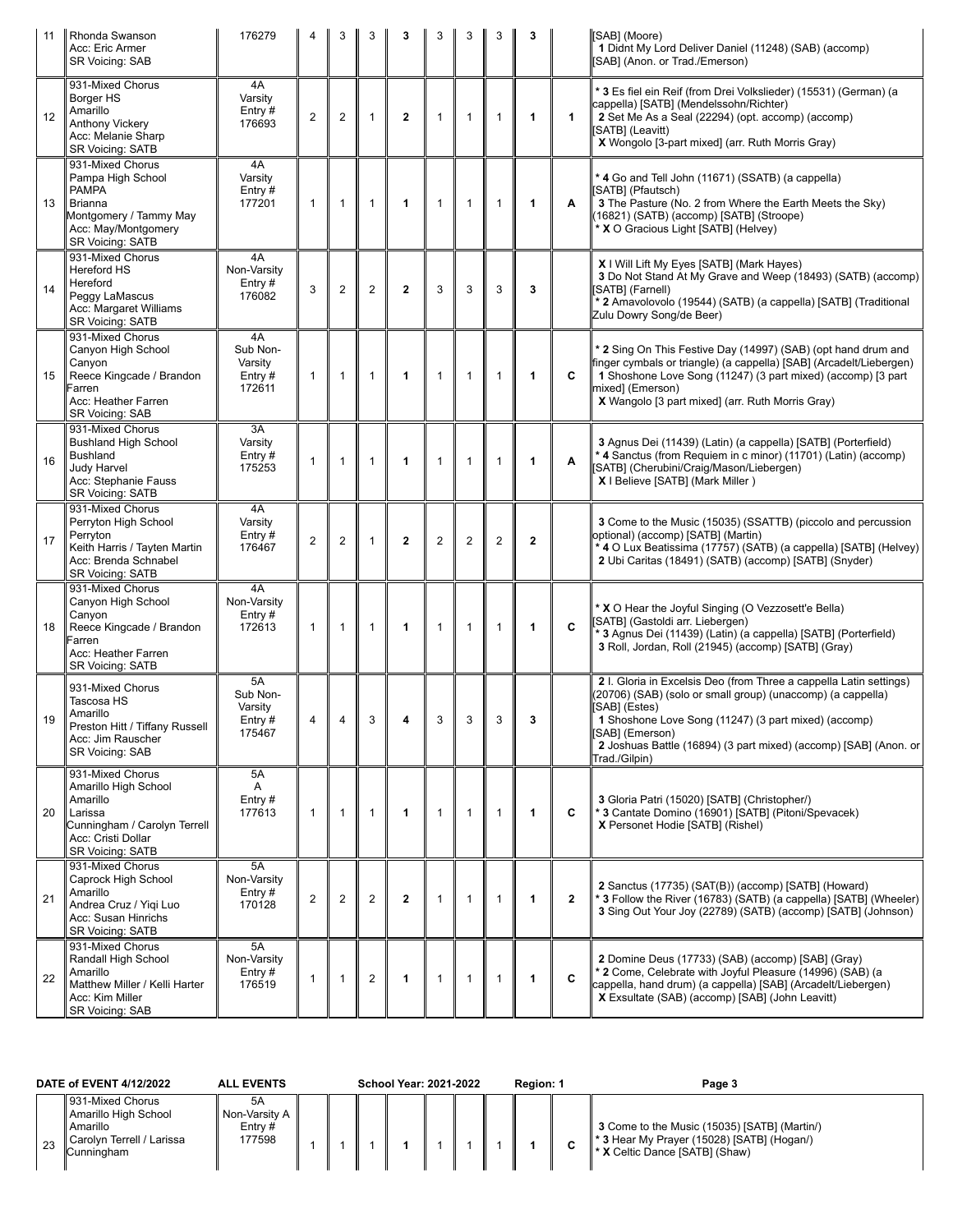| 11 | Rhonda Swanson<br>Acc: Eric Armer<br>SR Voicing: SAB | 176279 | 4 | 3 | 3 | **3** | 3 | 3 | 3 | **3** | | [SAB] (Moore)<br>**1** Didnt My Lord Deliver Daniel (11248) (SAB) (accomp) [SAB] (Anon. or Trad./Emerson) |
|---|---|---|---|---|---|---|---|---|---|---|---|---|
| 12 | 931-Mixed Chorus<br>Borger HS<br>Amarillo<br>Anthony Vickery<br>Acc: Melanie Sharp<br>SR Voicing: SATB | 4A<br>Varsity<br>Entry #<br>176693 | 2 | 2 | 1 | **2** | 1 | 1 | 1 | **1** | **1** | * **3** Es fiel ein Reif (from Drei Volkslieder) (15531) (German) (a cappella) [SATB] (Mendelssohn/Richter)<br>**2** Set Me As a Seal (22294) (opt. accomp) (accomp) [SATB] (Leavitt)<br>**X** Wongolo [3-part mixed] (arr. Ruth Morris Gray) |
| 13 | 931-Mixed Chorus<br>Pampa High School<br>PAMPA<br>Brianna Montgomery / Tammy May<br>Acc: May/Montgomery<br>SR Voicing: SATB | 4A<br>Varsity<br>Entry #<br>177201 | 1 | 1 | 1 | **1** | 1 | 1 | 1 | **1** | **A** | * **4** Go and Tell John (11671) (SSATB) (a cappella) [SATB] (Pfautsch)<br>**3** The Pasture (No. 2 from Where the Earth Meets the Sky) (16821) (SATB) (accomp) [SATB] (Stroope)<br>* **X** O Gracious Light [SATB] (Helvey) |
| 14 | 931-Mixed Chorus<br>Hereford HS<br>Hereford<br>Peggy LaMascus<br>Acc: Margaret Williams<br>SR Voicing: SATB | 4A<br>Non-Varsity<br>Entry #<br>176082 | 3 | 2 | 2 | **2** | 3 | 3 | 3 | **3** | | **X** I Will Lift My Eyes [SATB] (Mark Hayes)<br>**3** Do Not Stand At My Grave and Weep (18493) (SATB) (accomp) [SATB] (Farnell)<br>* **2** Amavolovolo (19544) (SATB) (a cappella) [SATB] (Traditional Zulu Dowry Song/de Beer) |
| 15 | 931-Mixed Chorus<br>Canyon High School<br>Canyon<br>Reece Kingcade / Brandon Farren<br>Acc: Heather Farren<br>SR Voicing: SAB | 4A<br>Sub Non-Varsity<br>Entry #<br>172611 | 1 | 1 | 1 | **1** | 1 | 1 | 1 | **1** | **C** | * **2** Sing On This Festive Day (14997) (SAB) (opt hand drum and finger cymbals or triangle) (a cappella) [SAB] (Arcadelt/Liebergen)<br>**1** Shoshone Love Song (11247) (3 part mixed) (accomp) [3 part mixed] (Emerson)<br>**X** Wangolo [3 part mixed] (arr. Ruth Morris Gray) |
| 16 | 931-Mixed Chorus<br>Bushland High School<br>Bushland<br>Judy Harvel<br>Acc: Stephanie Fauss<br>SR Voicing: SATB | 3A<br>Varsity<br>Entry #<br>175253 | 1 | 1 | 1 | **1** | 1 | 1 | 1 | **1** | **A** | **3** Agnus Dei (11439) (Latin) (a cappella) [SATB] (Porterfield)<br>* **4** Sanctus (from Requiem in c minor) (11701) (Latin) (accomp) [SATB] (Cherubini/Craig/Mason/Liebergen)<br>**X** I Believe [SATB] (Mark Miller ) |
| 17 | 931-Mixed Chorus<br>Perryton High School<br>Perryton<br>Keith Harris / Tayten Martin<br>Acc: Brenda Schnabel<br>SR Voicing: SATB | 4A<br>Varsity<br>Entry #<br>176467 | 2 | 2 | 1 | **2** | 2 | 2 | 2 | **2** | | **3** Come to the Music (15035) (SSATTB) (piccolo and percussion optional) (accomp) [SATB] (Martin)<br>* **4** O Lux Beatissima (17757) (SATB) (a cappella) [SATB] (Helvey)<br>**2** Ubi Caritas (18491) (SATB) (accomp) [SATB] (Snyder) |
| 18 | 931-Mixed Chorus<br>Canyon High School<br>Canyon<br>Reece Kingcade / Brandon Farren<br>Acc: Heather Farren<br>SR Voicing: SATB | 4A<br>Non-Varsity<br>Entry #<br>172613 | 1 | 1 | 1 | **1** | 1 | 1 | 1 | **1** | **C** | * **X** O Hear the Joyful Singing (O Vezzosett'e Bella) [SATB] (Gastoldi arr. Liebergen)<br>* **3** Agnus Dei (11439) (Latin) (a cappella) [SATB] (Porterfield)<br>**3** Roll, Jordan, Roll (21945) (accomp) [SATB] (Gray) |
| 19 | 931-Mixed Chorus<br>Tascosa HS<br>Amarillo<br>Preston Hitt / Tiffany Russell<br>Acc: Jim Rauscher<br>SR Voicing: SAB | 5A<br>Sub Non-Varsity<br>Entry #<br>175467 | 4 | 4 | 3 | **4** | 3 | 3 | 3 | **3** | | **2** I. Gloria in Excelsis Deo (from Three a cappella Latin settings) (20706) (SAB) (solo or small group) (unaccomp) (a cappella) [SAB] (Estes)<br>**1** Shoshone Love Song (11247) (3 part mixed) (accomp) [SAB] (Emerson)<br>**2** Joshuas Battle (16894) (3 part mixed) (accomp) [SAB] (Anon. or Trad./Gilpin) |
| 20 | 931-Mixed Chorus<br>Amarillo High School<br>Amarillo<br>Larissa Cunningham / Carolyn Terrell<br>Acc: Cristi Dollar<br>SR Voicing: SATB | 5A<br>A<br>Entry #<br>177613 | 1 | 1 | 1 | **1** | 1 | 1 | 1 | **1** | **C** | **3** Gloria Patri (15020) [SATB] (Christopher/)<br>* **3** Cantate Domino (16901) [SATB] (Pitoni/Spevacek)<br>**X** Personet Hodie [SATB] (Rishel) |
| 21 | 931-Mixed Chorus<br>Caprock High School<br>Amarillo<br>Andrea Cruz / Yiqi Luo<br>Acc: Susan Hinrichs<br>SR Voicing: SATB | 5A<br>Non-Varsity<br>Entry #<br>170128 | 2 | 2 | 2 | **2** | 1 | 1 | 1 | **1** | **2** | **2** Sanctus (17735) (SAT(B)) (accomp) [SATB] (Howard)<br>* **3** Follow the River (16783) (SATB) (a cappella) [SATB] (Wheeler)<br>**3** Sing Out Your Joy (22789) (SATB) (accomp) [SATB] (Johnson) |
| 22 | 931-Mixed Chorus<br>Randall High School<br>Amarillo<br>Matthew Miller / Kelli Harter<br>Acc: Kim Miller<br>SR Voicing: SAB | 5A<br>Non-Varsity<br>Entry #<br>176519 | 1 | 1 | 2 | **1** | 1 | 1 | 1 | **1** | **C** | **2** Domine Deus (17733) (SAB) (accomp) [SAB] (Gray)<br>* **2** Come, Celebrate with Joyful Pleasure (14996) (SAB) (a cappella, hand drum) (a cappella) [SAB] (Arcadelt/Liebergen)<br>**X** Exsultate (SAB) (accomp) [SAB] (John Leavitt) |

**DATE of EVENT 4/12/2022** | **ALL EVENTS** | **School Year: 2021-2022** | **Region: 1**

| 23 | 931-Mixed Chorus<br>Amarillo High School<br>Amarillo<br>Carolyn Terrell / Larissa Cunningham | 5A<br>Non-Varsity A<br>Entry #<br>177598 | 1 | 1 | 1 | **1** | 1 | 1 | 1 | **1** | **C** | **3** Come to the Music (15035) [SATB] (Martin/)<br>* **3** Hear My Prayer (15028) [SATB] (Hogan/)<br>* **X** Celtic Dance [SATB] (Shaw) |
|---|---|---|---|---|---|---|---|---|---|---|---|---|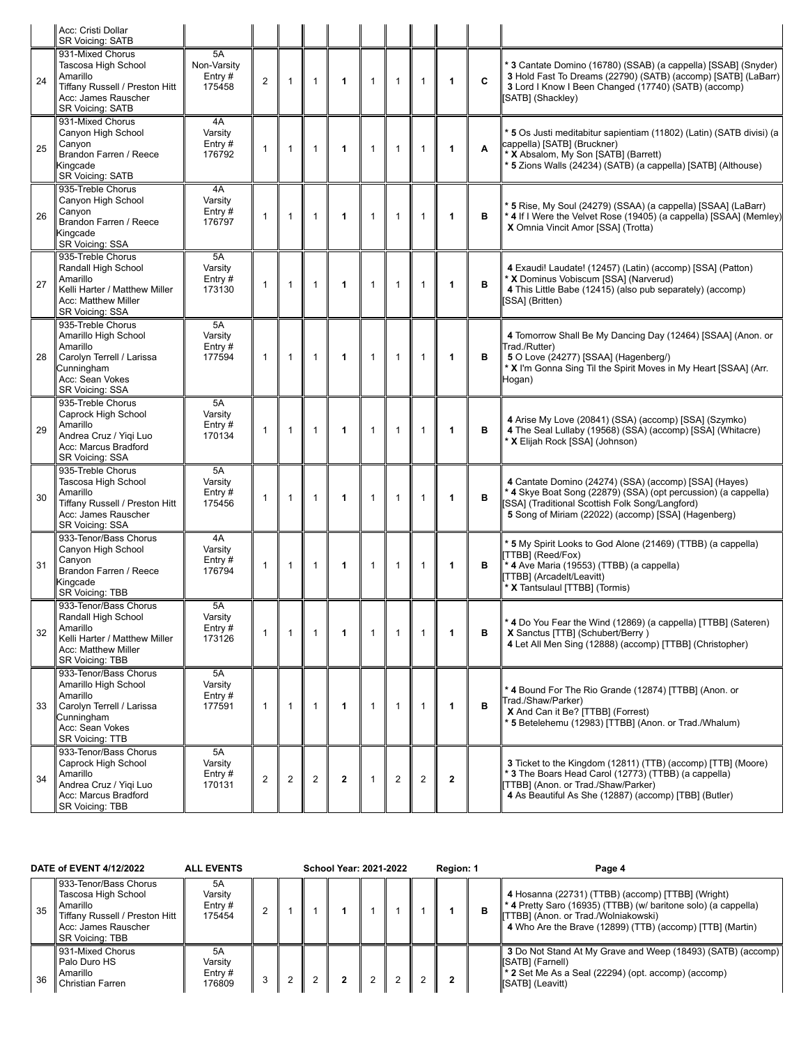|  | Acc: Cristi Dollar<br>SR Voicing: SATB |  |  |  |  |  |  |  |  |  |  |  |
|---|---|---|---|---|---|---|---|---|---|---|---|---|
| 24 | 931-Mixed Chorus<br>Tascosa High School<br>Amarillo<br>Tiffany Russell / Preston Hitt<br>Acc: James Rauscher<br>SR Voicing: SATB | 5A<br>Non-Varsity<br>Entry #<br>175458 | 2 | 1 | 1 | **1** | 1 | 1 | 1 | **1** | **C** | * **3** Cantate Domino (16780) (SSAB) (a cappella) [SSAB] (Snyder)<br>**3** Hold Fast To Dreams (22790) (SATB) (accomp) [SATB] (LaBarr)<br>**3** Lord I Know I Been Changed (17740) (SATB) (accomp) [SATB] (Shackley) |
| 25 | 931-Mixed Chorus<br>Canyon High School<br>Canyon<br>Brandon Farren / Reece Kingcade<br>SR Voicing: SATB | 4A<br>Varsity<br>Entry #<br>176792 | 1 | 1 | 1 | **1** | 1 | 1 | 1 | **1** | **A** | * **5** Os Justi meditabitur sapientiam (11802) (Latin) (SATB divisi) (a cappella) [SATB] (Bruckner)<br>* **X** Absalom, My Son [SATB] (Barrett)<br>* **5** Zions Walls (24234) (SATB) (a cappella) [SATB] (Althouse) |
| 26 | 935-Treble Chorus<br>Canyon High School<br>Canyon<br>Brandon Farren / Reece Kingcade<br>SR Voicing: SSA | 4A<br>Varsity<br>Entry #<br>176797 | 1 | 1 | 1 | **1** | 1 | 1 | 1 | **1** | **B** | * **5** Rise, My Soul (24279) (SSAA) (a cappella) [SSAA] (LaBarr)<br>* **4** If I Were the Velvet Rose (19405) (a cappella) [SSAA] (Memley)<br>**X** Omnia Vincit Amor [SSA] (Trotta) |
| 27 | 935-Treble Chorus<br>Randall High School<br>Amarillo<br>Kelli Harter / Matthew Miller<br>Acc: Matthew Miller<br>SR Voicing: SSA | 5A<br>Varsity<br>Entry #<br>173130 | 1 | 1 | 1 | **1** | 1 | 1 | 1 | **1** | **B** | **4** Exaudi! Laudate! (12457) (Latin) (accomp) [SSA] (Patton)<br>* **X** Dominus Vobiscum [SSA] (Narverud)<br>**4** This Little Babe (12415) (also pub separately) (accomp) [SSA] (Britten) |
| 28 | 935-Treble Chorus<br>Amarillo High School<br>Amarillo<br>Carolyn Terrell / Larissa Cunningham<br>Acc: Sean Vokes<br>SR Voicing: SSA | 5A<br>Varsity<br>Entry #<br>177594 | 1 | 1 | 1 | **1** | 1 | 1 | 1 | **1** | **B** | **4** Tomorrow Shall Be My Dancing Day (12464) [SSAA] (Anon. or Trad./Rutter)<br>**5** O Love (24277) [SSAA] (Hagenberg/)<br>* **X** I'm Gonna Sing Til the Spirit Moves in My Heart [SSAA] (Arr. Hogan) |
| 29 | 935-Treble Chorus<br>Caprock High School<br>Amarillo<br>Andrea Cruz / Yiqi Luo<br>Acc: Marcus Bradford<br>SR Voicing: SSA | 5A<br>Varsity<br>Entry #<br>170134 | 1 | 1 | 1 | **1** | 1 | 1 | 1 | **1** | **B** | **4** Arise My Love (20841) (SSA) (accomp) [SSA] (Szymko)<br>**4** The Seal Lullaby (19568) (SSA) (accomp) [SSA] (Whitacre)<br>* **X** Elijah Rock [SSA] (Johnson) |
| 30 | 935-Treble Chorus<br>Tascosa High School<br>Amarillo<br>Tiffany Russell / Preston Hitt<br>Acc: James Rauscher<br>SR Voicing: SSA | 5A<br>Varsity<br>Entry #<br>175456 | 1 | 1 | 1 | **1** | 1 | 1 | 1 | **1** | **B** | **4** Cantate Domino (24274) (SSA) (accomp) [SSA] (Hayes)<br>* **4** Skye Boat Song (22879) (SSA) (opt percussion) (a cappella) [SSA] (Traditional Scottish Folk Song/Langford)<br>**5** Song of Miriam (22022) (accomp) [SSA] (Hagenberg) |
| 31 | 933-Tenor/Bass Chorus<br>Canyon High School<br>Canyon<br>Brandon Farren / Reece Kingcade<br>SR Voicing: TBB | 4A<br>Varsity<br>Entry #<br>176794 | 1 | 1 | 1 | **1** | 1 | 1 | 1 | **1** | **B** | * **5** My Spirit Looks to God Alone (21469) (TTBB) (a cappella) [TTBB] (Reed/Fox)<br>* **4** Ave Maria (19553) (TTBB) (a cappella) [TTBB] (Arcadelt/Leavitt)<br>* **X** Tantsulaul [TTBB] (Tormis) |
| 32 | 933-Tenor/Bass Chorus<br>Randall High School<br>Amarillo<br>Kelli Harter / Matthew Miller<br>Acc: Matthew Miller<br>SR Voicing: TBB | 5A<br>Varsity<br>Entry #<br>173126 | 1 | 1 | 1 | **1** | 1 | 1 | 1 | **1** | **B** | * **4** Do You Fear the Wind (12869) (a cappella) [TTBB] (Sateren)<br>**X** Sanctus [TTB] (Schubert/Berry )<br>**4** Let All Men Sing (12888) (accomp) [TTBB] (Christopher) |
| 33 | 933-Tenor/Bass Chorus<br>Amarillo High School<br>Amarillo<br>Carolyn Terrell / Larissa Cunningham<br>Acc: Sean Vokes<br>SR Voicing: TTB | 5A<br>Varsity<br>Entry #<br>177591 | 1 | 1 | 1 | **1** | 1 | 1 | 1 | **1** | **B** | * **4** Bound For The Rio Grande (12874) [TTBB] (Anon. or Trad./Shaw/Parker)<br>**X** And Can it Be? [TTBB] (Forrest)<br>* **5** Betelehemu (12983) [TTBB] (Anon. or Trad./Whalum) |
| 34 | 933-Tenor/Bass Chorus<br>Caprock High School<br>Amarillo<br>Andrea Cruz / Yiqi Luo<br>Acc: Marcus Bradford<br>SR Voicing: TBB | 5A<br>Varsity<br>Entry #<br>170131 | 2 | 2 | 2 | **2** | 1 | 2 | 2 | **2** |  | **3** Ticket to the Kingdom (12811) (TTB) (accomp) [TTB] (Moore)<br>* **3** The Boars Head Carol (12773) (TTBB) (a cappella) [TTBB] (Anon. or Trad./Shaw/Parker)<br>**4** As Beautiful As She (12887) (accomp) [TBB] (Butler) |

**DATE of EVENT 4/12/2022** **ALL EVENTS** **School Year: 2021-2022** **Region: 1**

| 35 | 933-Tenor/Bass Chorus<br>Tascosa High School<br>Amarillo<br>Tiffany Russell / Preston Hitt<br>Acc: James Rauscher<br>SR Voicing: TBB | 5A<br>Varsity<br>Entry #<br>175454 | 2 | 1 | 1 | **1** | 1 | 1 | 1 | **1** | **B** | **4** Hosanna (22731) (TTBB) (accomp) [TTBB] (Wright)<br>* **4** Pretty Saro (16935) (TTBB) (w/ baritone solo) (a cappella) [TTBB] (Anon. or Trad./Wolniakowski)<br>**4** Who Are the Brave (12899) (TTB) (accomp) [TTB] (Martin) |
|---|---|---|---|---|---|---|---|---|---|---|---|---|
| 36 | 931-Mixed Chorus<br>Palo Duro HS<br>Amarillo<br>Christian Farren | 5A<br>Varsity<br>Entry #<br>176809 | 3 | 2 | 2 | **2** | 2 | 2 | 2 | **2** |  | **3** Do Not Stand At My Grave and Weep (18493) (SATB) (accomp) [SATB] (Farnell)<br>* **2** Set Me As a Seal (22294) (opt. accomp) (accomp) [SATB] (Leavitt) |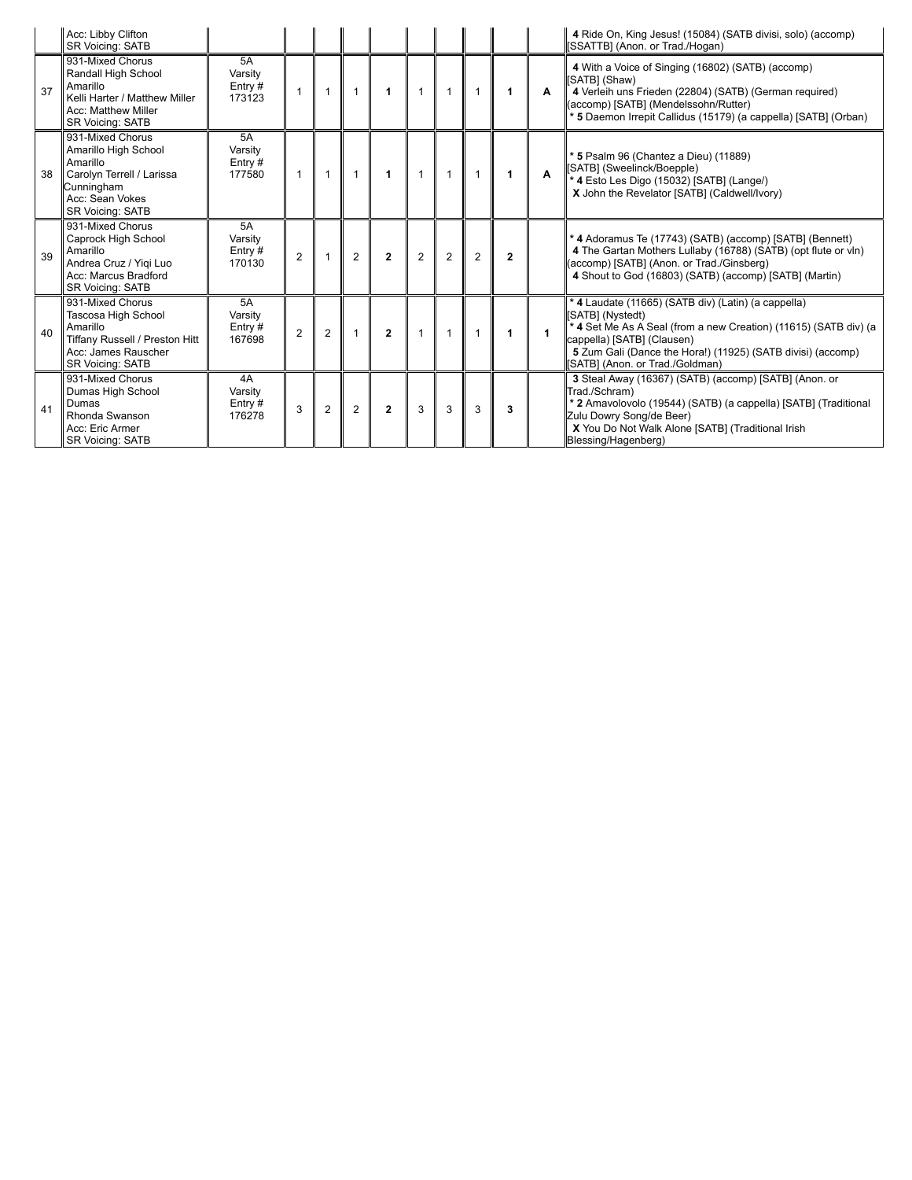| | | | | | | | | | | | | |
|---|---|---|---|---|---|---|---|---|---|---|---|---|
| | Acc: Libby Clifton<br>SR Voicing: SATB | | | | | | | | | | | **4** Ride On, King Jesus! (15084) (SATB divisi, solo) (accomp) [SSATTB] (Anon. or Trad./Hogan) |
| 37 | 931-Mixed Chorus<br>Randall High School<br>Amarillo<br>Kelli Harter / Matthew Miller<br>Acc: Matthew Miller<br>SR Voicing: SATB | 5A<br>Varsity<br>Entry #<br>173123 | 1 | 1 | 1 | **1** | 1 | 1 | 1 | **1** | **A** | **4** With a Voice of Singing (16802) (SATB) (accomp) [SATB] (Shaw)<br>**4** Verleih uns Frieden (22804) (SATB) (German required) (accomp) [SATB] (Mendelssohn/Rutter)<br>* **5** Daemon Irrepit Callidus (15179) (a cappella) [SATB] (Orban) |
| 38 | 931-Mixed Chorus<br>Amarillo High School<br>Amarillo<br>Carolyn Terrell / Larissa Cunningham<br>Acc: Sean Vokes<br>SR Voicing: SATB | 5A<br>Varsity<br>Entry #<br>177580 | 1 | 1 | 1 | **1** | 1 | 1 | 1 | **1** | **A** | * **5** Psalm 96 (Chantez a Dieu) (11889) [SATB] (Sweelinck/Boepple)<br>* **4** Esto Les Digo (15032) [SATB] (Lange/)<br>**X** John the Revelator [SATB] (Caldwell/Ivory) |
| 39 | 931-Mixed Chorus<br>Caprock High School<br>Amarillo<br>Andrea Cruz / Yiqi Luo<br>Acc: Marcus Bradford<br>SR Voicing: SATB | 5A<br>Varsity<br>Entry #<br>170130 | 2 | 1 | 2 | **2** | 2 | 2 | 2 | **2** | | * **4** Adoramus Te (17743) (SATB) (accomp) [SATB] (Bennett)<br>**4** The Gartan Mothers Lullaby (16788) (SATB) (opt flute or vln) (accomp) [SATB] (Anon. or Trad./Ginsberg)<br>**4** Shout to God (16803) (SATB) (accomp) [SATB] (Martin) |
| 40 | 931-Mixed Chorus<br>Tascosa High School<br>Amarillo<br>Tiffany Russell / Preston Hitt<br>Acc: James Rauscher<br>SR Voicing: SATB | 5A<br>Varsity<br>Entry #<br>167698 | 2 | 2 | 1 | **2** | 1 | 1 | 1 | **1** | **1** | * **4** Laudate (11665) (SATB div) (Latin) (a cappella) [SATB] (Nystedt)<br>* **4** Set Me As A Seal (from a new Creation) (11615) (SATB div) (a cappella) [SATB] (Clausen)<br>**5** Zum Gali (Dance the Hora!) (11925) (SATB divisi) (accomp) [SATB] (Anon. or Trad./Goldman) |
| 41 | 931-Mixed Chorus<br>Dumas High School<br>Dumas<br>Rhonda Swanson<br>Acc: Eric Armer<br>SR Voicing: SATB | 4A<br>Varsity<br>Entry #<br>176278 | 3 | 2 | 2 | **2** | 3 | 3 | 3 | **3** | | **3** Steal Away (16367) (SATB) (accomp) [SATB] (Anon. or Trad./Schram)<br>* **2** Amavolovolo (19544) (SATB) (a cappella) [SATB] (Traditional Zulu Dowry Song/de Beer)<br>**X** You Do Not Walk Alone [SATB] (Traditional Irish Blessing/Hagenberg) |